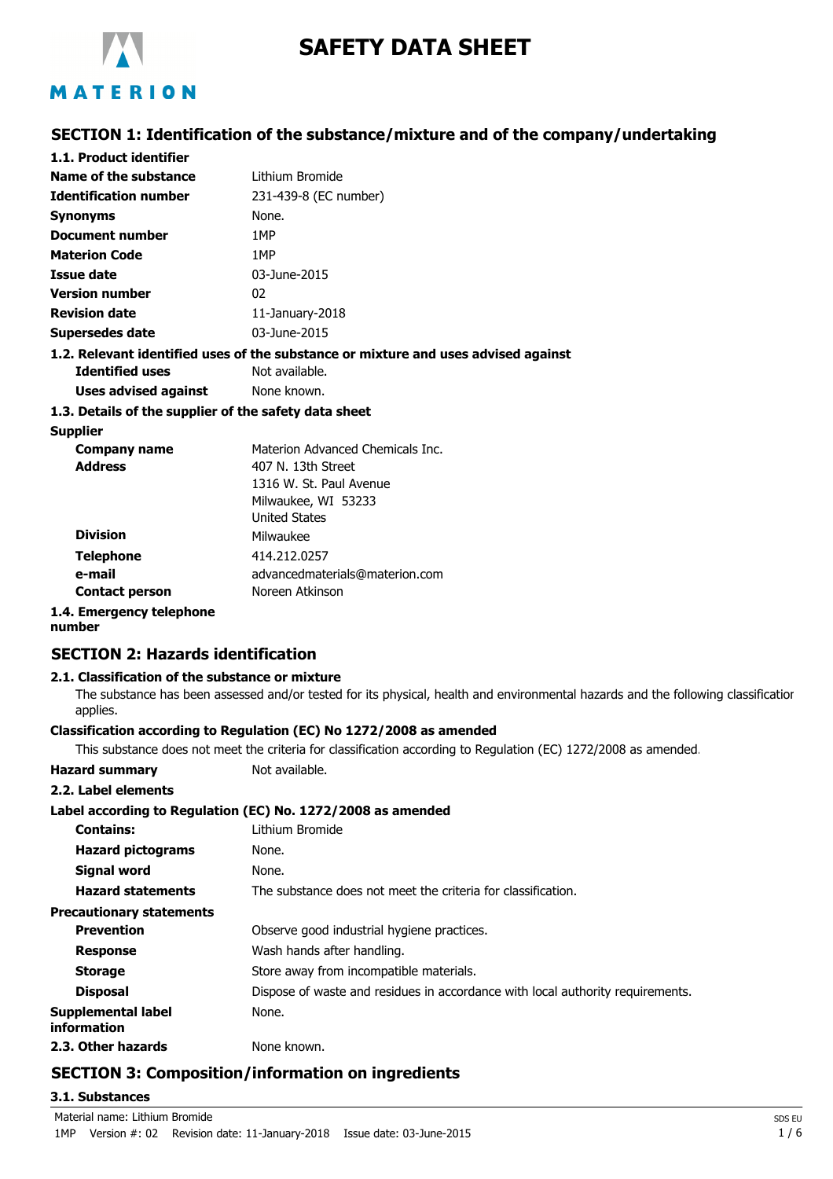# SAFETY DATA SHEET

## SECTION 1: Identification of the substance/mixture and of the company/undertaking

### 1.1. Product identifier

| | |
|---|---|
| **Name of the substance** | Lithium Bromide |
| **Identification number** | 231-439-8 (EC number) |
| **Synonyms** | None. |
| **Document number** | 1MP |
| **Materion Code** | 1MP |
| **Issue date** | 03-June-2015 |
| **Version number** | 02 |
| **Revision date** | 11-January-2018 |
| **Supersedes date** | 03-June-2015 |

### 1.2. Relevant identified uses of the substance or mixture and uses advised against

| | |
|---|---|
| **Identified uses** | Not available. |
| **Uses advised against** | None known. |

### 1.3. Details of the supplier of the safety data sheet

**Supplier**

| | |
|---|---|
| **Company name** | Materion Advanced Chemicals Inc. |
| **Address** | 407 N. 13th Street<br>1316 W. St. Paul Avenue<br>Milwaukee, WI 53233<br>United States |
| **Division** | Milwaukee |
| **Telephone** | 414.212.0257 |
| **e-mail** | advancedmaterials@materion.com |
| **Contact person** | Noreen Atkinson |

### 1.4. Emergency telephone number

## SECTION 2: Hazards identification

### 2.1. Classification of the substance or mixture

The substance has been assessed and/or tested for its physical, health and environmental hazards and the following classification applies.

**Classification according to Regulation (EC) No 1272/2008 as amended**

This substance does not meet the criteria for classification according to Regulation (EC) 1272/2008 as amended.

| | |
|---|---|
| **Hazard summary** | Not available. |

### 2.2. Label elements

**Label according to Regulation (EC) No. 1272/2008 as amended**

| | |
|---|---|
| **Contains:** | Lithium Bromide |
| **Hazard pictograms** | None. |
| **Signal word** | None. |
| **Hazard statements** | The substance does not meet the criteria for classification. |

**Precautionary statements**

| | |
|---|---|
| **Prevention** | Observe good industrial hygiene practices. |
| **Response** | Wash hands after handling. |
| **Storage** | Store away from incompatible materials. |
| **Disposal** | Dispose of waste and residues in accordance with local authority requirements. |
| **Supplemental label information** | None. |

### 2.3. Other hazards

None known.

## SECTION 3: Composition/information on ingredients

### 3.1. Substances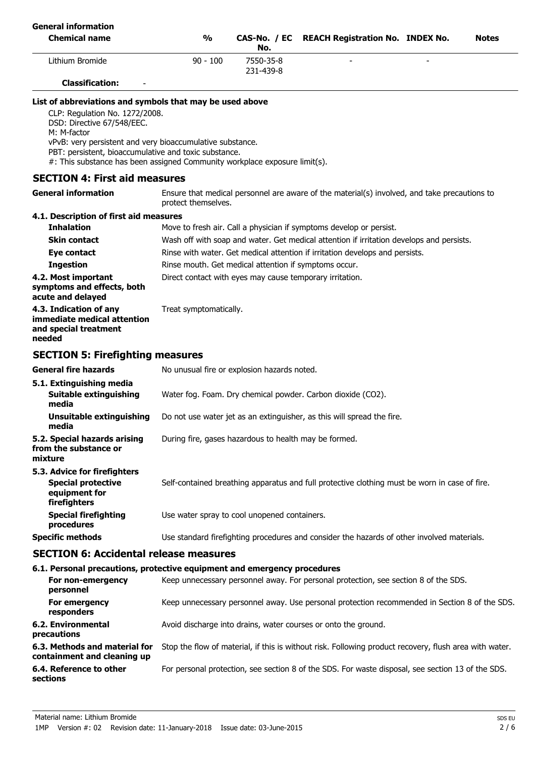**General information**

| Chemical name | % | CAS-No. / EC No. | REACH Registration No. | INDEX No. | Notes |
|---|---|---|---|---|---|
| Lithium Bromide | 90 - 100 | 7550-35-8 231-439-8 | - | - | |
| **Classification:** | - | | | | |

**List of abbreviations and symbols that may be used above**

CLP: Regulation No. 1272/2008.
DSD: Directive 67/548/EEC.
M: M-factor
vPvB: very persistent and very bioaccumulative substance.
PBT: persistent, bioaccumulative and toxic substance.
#: This substance has been assigned Community workplace exposure limit(s).

## SECTION 4: First aid measures

**General information** Ensure that medical personnel are aware of the material(s) involved, and take precautions to protect themselves.

**4.1. Description of first aid measures**

**Inhalation** Move to fresh air. Call a physician if symptoms develop or persist.

**Skin contact** Wash off with soap and water. Get medical attention if irritation develops and persists.

**Eye contact** Rinse with water. Get medical attention if irritation develops and persists.

**Ingestion** Rinse mouth. Get medical attention if symptoms occur.

**4.2. Most important symptoms and effects, both acute and delayed** Direct contact with eyes may cause temporary irritation.

**4.3. Indication of any immediate medical attention and special treatment needed** Treat symptomatically.

## SECTION 5: Firefighting measures

**General fire hazards** No unusual fire or explosion hazards noted.

**5.1. Extinguishing media**

**Suitable extinguishing media** Water fog. Foam. Dry chemical powder. Carbon dioxide ($CO_2$).

**Unsuitable extinguishing media** Do not use water jet as an extinguisher, as this will spread the fire.

**5.2. Special hazards arising from the substance or mixture** During fire, gases hazardous to health may be formed.

**5.3. Advice for firefighters**

**Special protective equipment for firefighters** Self-contained breathing apparatus and full protective clothing must be worn in case of fire.

**Special firefighting procedures** Use water spray to cool unopened containers.

**Specific methods** Use standard firefighting procedures and consider the hazards of other involved materials.

## SECTION 6: Accidental release measures

**6.1. Personal precautions, protective equipment and emergency procedures**

**For non-emergency personnel** Keep unnecessary personnel away. For personal protection, see section 8 of the SDS.

**For emergency responders** Keep unnecessary personnel away. Use personal protection recommended in Section 8 of the SDS.

**6.2. Environmental precautions** Avoid discharge into drains, water courses or onto the ground.

**6.3. Methods and material for containment and cleaning up** Stop the flow of material, if this is without risk. Following product recovery, flush area with water.

**6.4. Reference to other sections** For personal protection, see section 8 of the SDS. For waste disposal, see section 13 of the SDS.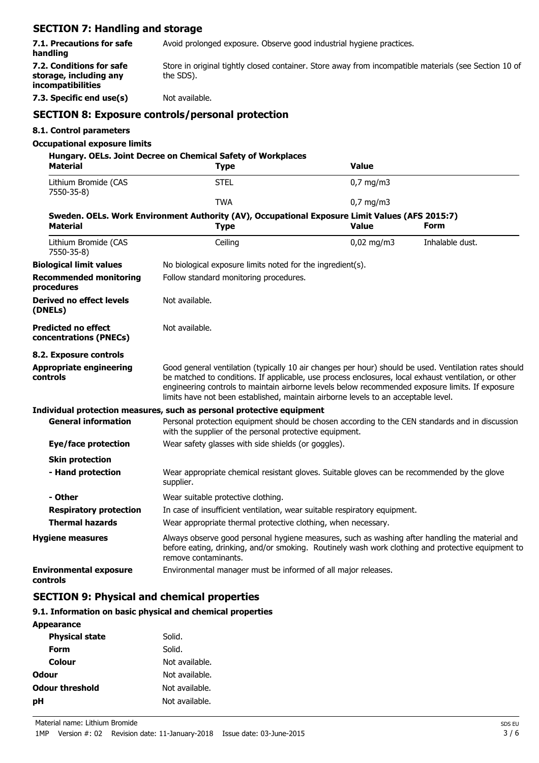## SECTION 7: Handling and storage

| | |
|---|---|
| **7.1. Precautions for safe handling** | Avoid prolonged exposure. Observe good industrial hygiene practices. |
| **7.2. Conditions for safe storage, including any incompatibilities** | Store in original tightly closed container. Store away from incompatible materials (see Section 10 of the SDS). |
| **7.3. Specific end use(s)** | Not available. |

## SECTION 8: Exposure controls/personal protection

### 8.1. Control parameters

**Occupational exposure limits**

**Hungary. OELs. Joint Decree on Chemical Safety of Workplaces**

| Material | Type | Value |
|---|---|---|
| Lithium Bromide (CAS 7550-35-8) | STEL | 0,7 mg/m3 |
| | TWA | 0,7 mg/m3 |

**Sweden. OELs. Work Environment Authority (AV), Occupational Exposure Limit Values (AFS 2015:7)**

| Material | Type | Value | Form |
|---|---|---|---|
| Lithium Bromide (CAS 7550-35-8) | Ceiling | 0,02 mg/m3 | Inhalable dust. |

| | |
|---|---|
| **Biological limit values** | No biological exposure limits noted for the ingredient(s). |
| **Recommended monitoring procedures** | Follow standard monitoring procedures. |
| **Derived no effect levels (DNELs)** | Not available. |
| **Predicted no effect concentrations (PNECs)** | Not available. |

### 8.2. Exposure controls

| | |
|---|---|
| **Appropriate engineering controls** | Good general ventilation (typically 10 air changes per hour) should be used. Ventilation rates should be matched to conditions. If applicable, use process enclosures, local exhaust ventilation, or other engineering controls to maintain airborne levels below recommended exposure limits. If exposure limits have not been established, maintain airborne levels to an acceptable level. |

**Individual protection measures, such as personal protective equipment**

| | |
|---|---|
| **General information** | Personal protection equipment should be chosen according to the CEN standards and in discussion with the supplier of the personal protective equipment. |
| **Eye/face protection** | Wear safety glasses with side shields (or goggles). |
| **Skin protection** | |
| **- Hand protection** | Wear appropriate chemical resistant gloves. Suitable gloves can be recommended by the glove supplier. |
| **- Other** | Wear suitable protective clothing. |
| **Respiratory protection** | In case of insufficient ventilation, wear suitable respiratory equipment. |
| **Thermal hazards** | Wear appropriate thermal protective clothing, when necessary. |
| **Hygiene measures** | Always observe good personal hygiene measures, such as washing after handling the material and before eating, drinking, and/or smoking. Routinely wash work clothing and protective equipment to remove contaminants. |
| **Environmental exposure controls** | Environmental manager must be informed of all major releases. |

## SECTION 9: Physical and chemical properties

### 9.1. Information on basic physical and chemical properties

| | |
|---|---|
| **Appearance** | |
| **Physical state** | Solid. |
| **Form** | Solid. |
| **Colour** | Not available. |
| **Odour** | Not available. |
| **Odour threshold** | Not available. |
| **pH** | Not available. |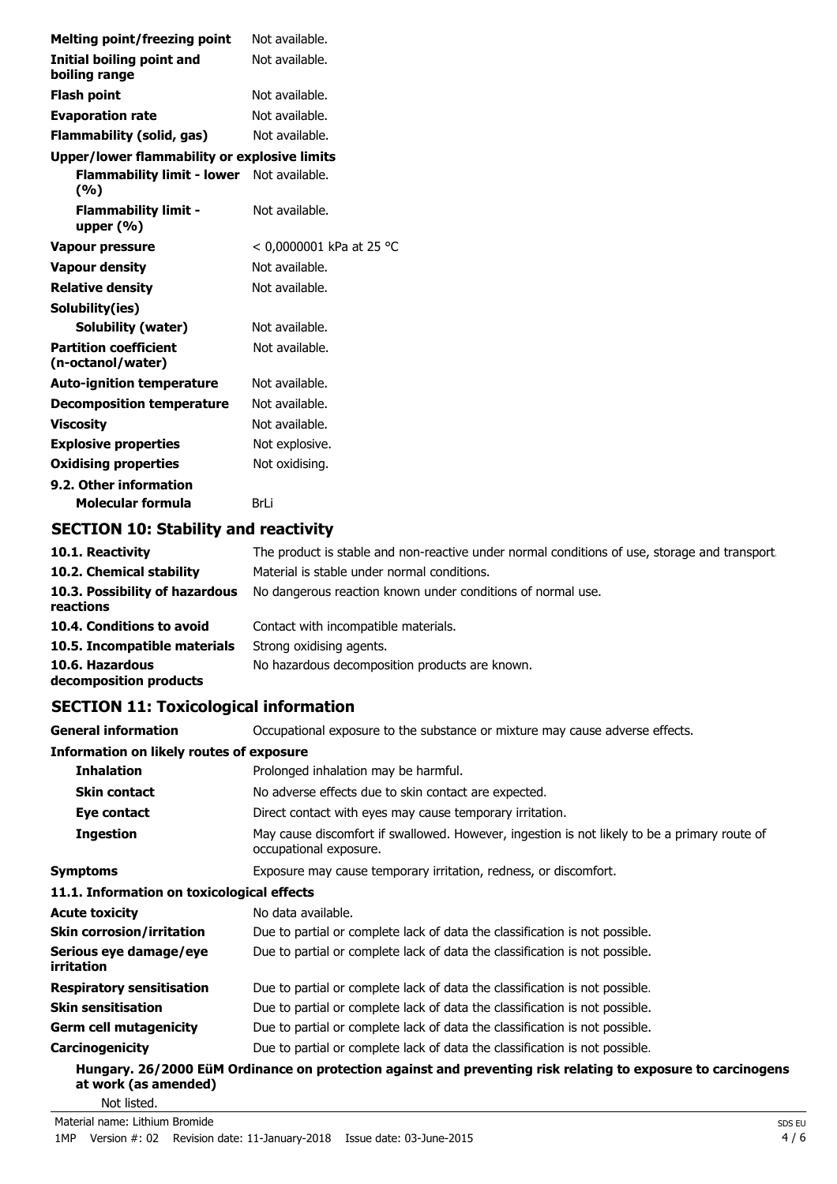| | |
|---|---|
| **Melting point/freezing point** | Not available. |
| **Initial boiling point and boiling range** | Not available. |
| **Flash point** | Not available. |
| **Evaporation rate** | Not available. |
| **Flammability (solid, gas)** | Not available. |
| **Upper/lower flammability or explosive limits** | |
| **Flammability limit - lower (%)** | Not available. |
| **Flammability limit - upper (%)** | Not available. |
| **Vapour pressure** | < 0,0000001 kPa at 25 °C |
| **Vapour density** | Not available. |
| **Relative density** | Not available. |
| **Solubility(ies)** | |
| **Solubility (water)** | Not available. |
| **Partition coefficient (n-octanol/water)** | Not available. |
| **Auto-ignition temperature** | Not available. |
| **Decomposition temperature** | Not available. |
| **Viscosity** | Not available. |
| **Explosive properties** | Not explosive. |
| **Oxidising properties** | Not oxidising. |
| **9.2. Other information** | |
| **Molecular formula** | BrLi |

## SECTION 10: Stability and reactivity

| | |
|---|---|
| **10.1. Reactivity** | The product is stable and non-reactive under normal conditions of use, storage and transport. |
| **10.2. Chemical stability** | Material is stable under normal conditions. |
| **10.3. Possibility of hazardous reactions** | No dangerous reaction known under conditions of normal use. |
| **10.4. Conditions to avoid** | Contact with incompatible materials. |
| **10.5. Incompatible materials** | Strong oxidising agents. |
| **10.6. Hazardous decomposition products** | No hazardous decomposition products are known. |

## SECTION 11: Toxicological information

| | |
|---|---|
| **General information** | Occupational exposure to the substance or mixture may cause adverse effects. |
| **Information on likely routes of exposure** | |
| **Inhalation** | Prolonged inhalation may be harmful. |
| **Skin contact** | No adverse effects due to skin contact are expected. |
| **Eye contact** | Direct contact with eyes may cause temporary irritation. |
| **Ingestion** | May cause discomfort if swallowed. However, ingestion is not likely to be a primary route of occupational exposure. |
| **Symptoms** | Exposure may cause temporary irritation, redness, or discomfort. |
| **11.1. Information on toxicological effects** | |
| **Acute toxicity** | No data available. |
| **Skin corrosion/irritation** | Due to partial or complete lack of data the classification is not possible. |
| **Serious eye damage/eye irritation** | Due to partial or complete lack of data the classification is not possible. |
| **Respiratory sensitisation** | Due to partial or complete lack of data the classification is not possible. |
| **Skin sensitisation** | Due to partial or complete lack of data the classification is not possible. |
| **Germ cell mutagenicity** | Due to partial or complete lack of data the classification is not possible. |
| **Carcinogenicity** | Due to partial or complete lack of data the classification is not possible. |

**Hungary. 26/2000 EüM Ordinance on protection against and preventing risk relating to exposure to carcinogens at work (as amended)**

Not listed.

Material name: Lithium Bromide

1MP Version #: 02 Revision date: 11-January-2018 Issue date: 03-June-2015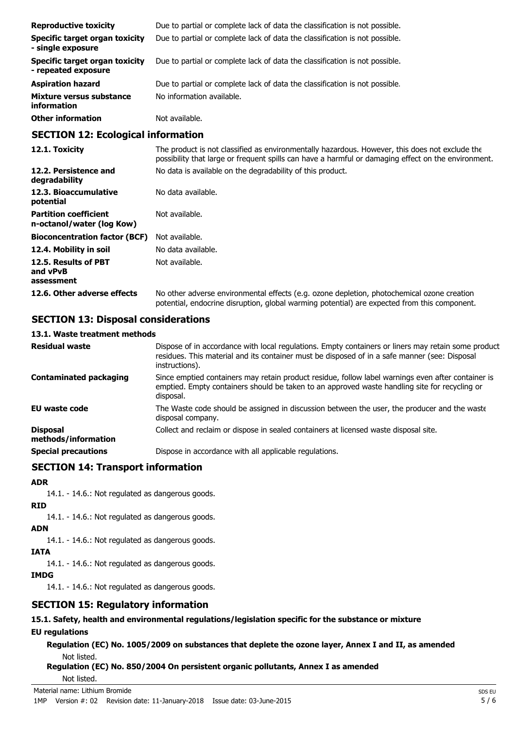| | |
|---|---|
| **Reproductive toxicity** | Due to partial or complete lack of data the classification is not possible. |
| **Specific target organ toxicity - single exposure** | Due to partial or complete lack of data the classification is not possible. |
| **Specific target organ toxicity - repeated exposure** | Due to partial or complete lack of data the classification is not possible. |
| **Aspiration hazard** | Due to partial or complete lack of data the classification is not possible. |
| **Mixture versus substance information** | No information available. |
| **Other information** | Not available. |

## SECTION 12: Ecological information

| | |
|---|---|
| **12.1. Toxicity** | The product is not classified as environmentally hazardous. However, this does not exclude the possibility that large or frequent spills can have a harmful or damaging effect on the environment. |
| **12.2. Persistence and degradability** | No data is available on the degradability of this product. |
| **12.3. Bioaccumulative potential** | No data available. |
| **Partition coefficient n-octanol/water (log Kow)** | Not available. |
| **Bioconcentration factor (BCF)** | Not available. |
| **12.4. Mobility in soil** | No data available. |
| **12.5. Results of PBT and vPvB assessment** | Not available. |
| **12.6. Other adverse effects** | No other adverse environmental effects (e.g. ozone depletion, photochemical ozone creation potential, endocrine disruption, global warming potential) are expected from this component. |

## SECTION 13: Disposal considerations

### 13.1. Waste treatment methods

| | |
|---|---|
| **Residual waste** | Dispose of in accordance with local regulations. Empty containers or liners may retain some product residues. This material and its container must be disposed of in a safe manner (see: Disposal instructions). |
| **Contaminated packaging** | Since emptied containers may retain product residue, follow label warnings even after container is emptied. Empty containers should be taken to an approved waste handling site for recycling or disposal. |
| **EU waste code** | The Waste code should be assigned in discussion between the user, the producer and the waste disposal company. |
| **Disposal methods/information** | Collect and reclaim or dispose in sealed containers at licensed waste disposal site. |
| **Special precautions** | Dispose in accordance with all applicable regulations. |

## SECTION 14: Transport information

**ADR**

14.1. - 14.6.: Not regulated as dangerous goods.

**RID**

14.1. - 14.6.: Not regulated as dangerous goods.

**ADN**

14.1. - 14.6.: Not regulated as dangerous goods.

**IATA**

14.1. - 14.6.: Not regulated as dangerous goods.

**IMDG**

14.1. - 14.6.: Not regulated as dangerous goods.

## SECTION 15: Regulatory information

**15.1. Safety, health and environmental regulations/legislation specific for the substance or mixture**

**EU regulations**

**Regulation (EC) No. 1005/2009 on substances that deplete the ozone layer, Annex I and II, as amended**

Not listed.

**Regulation (EC) No. 850/2004 On persistent organic pollutants, Annex I as amended**

Not listed.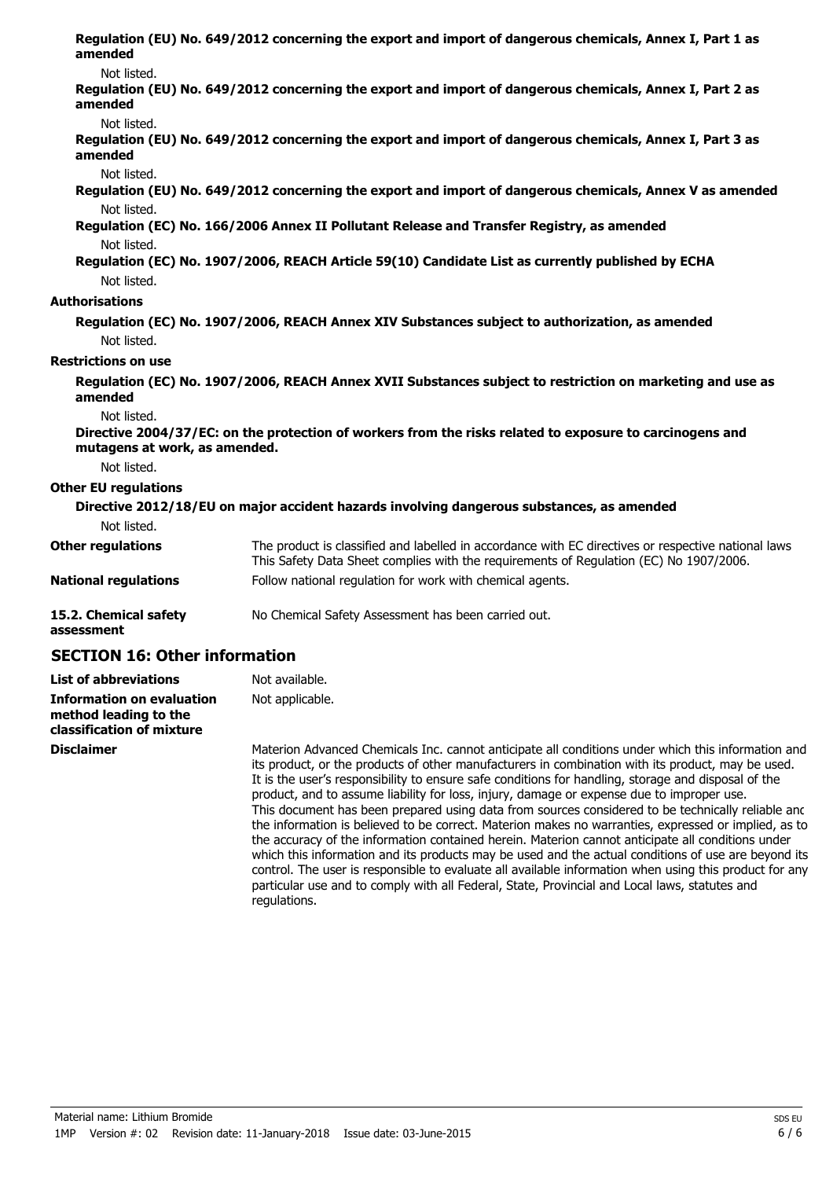**Regulation (EU) No. 649/2012 concerning the export and import of dangerous chemicals, Annex I, Part 1 as amended**

Not listed.

**Regulation (EU) No. 649/2012 concerning the export and import of dangerous chemicals, Annex I, Part 2 as amended**

Not listed.

**Regulation (EU) No. 649/2012 concerning the export and import of dangerous chemicals, Annex I, Part 3 as amended**

Not listed.

**Regulation (EU) No. 649/2012 concerning the export and import of dangerous chemicals, Annex V as amended**

Not listed.

**Regulation (EC) No. 166/2006 Annex II Pollutant Release and Transfer Registry, as amended**

Not listed.

**Regulation (EC) No. 1907/2006, REACH Article 59(10) Candidate List as currently published by ECHA**

Not listed.

**Authorisations**

**Regulation (EC) No. 1907/2006, REACH Annex XIV Substances subject to authorization, as amended**

Not listed.

**Restrictions on use**

**Regulation (EC) No. 1907/2006, REACH Annex XVII Substances subject to restriction on marketing and use as amended**

Not listed.

**Directive 2004/37/EC: on the protection of workers from the risks related to exposure to carcinogens and mutagens at work, as amended.**

Not listed.

**Other EU regulations**

**Directive 2012/18/EU on major accident hazards involving dangerous substances, as amended**

Not listed.

**Other regulations** The product is classified and labelled in accordance with EC directives or respective national laws This Safety Data Sheet complies with the requirements of Regulation (EC) No 1907/2006.

**National regulations** Follow national regulation for work with chemical agents.

**15.2. Chemical safety assessment** No Chemical Safety Assessment has been carried out.

## SECTION 16: Other information

**List of abbreviations** Not available.

**Information on evaluation method leading to the classification of mixture** Not applicable.

**Disclaimer** Materion Advanced Chemicals Inc. cannot anticipate all conditions under which this information and its product, or the products of other manufacturers in combination with its product, may be used. It is the user's responsibility to ensure safe conditions for handling, storage and disposal of the product, and to assume liability for loss, injury, damage or expense due to improper use. This document has been prepared using data from sources considered to be technically reliable and the information is believed to be correct. Materion makes no warranties, expressed or implied, as to the accuracy of the information contained herein. Materion cannot anticipate all conditions under which this information and its products may be used and the actual conditions of use are beyond its control. The user is responsible to evaluate all available information when using this product for any particular use and to comply with all Federal, State, Provincial and Local laws, statutes and regulations.

Material name: Lithium Bromide

1MP Version #: 02 Revision date: 11-January-2018 Issue date: 03-June-2015